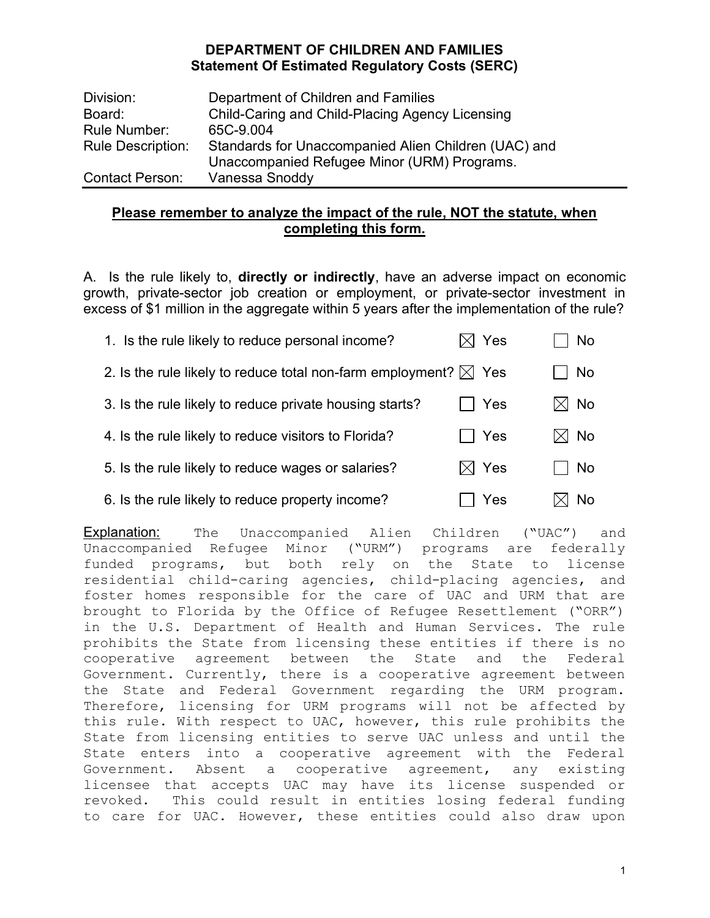**DEPARTMENT OF CHILDREN AND FAMILIES**
**Statement Of Estimated Regulatory Costs (SERC)**

| | |
|---|---|
| Division: | Department of Children and Families |
| Board: | Child-Caring and Child-Placing Agency Licensing |
| Rule Number: | 65C-9.004 |
| Rule Description: | Standards for Unaccompanied Alien Children (UAC) and Unaccompanied Refugee Minor (URM) Programs. |
| Contact Person: | Vanessa Snoddy |

**Please remember to analyze the impact of the rule, NOT the statute, when completing this form.**

A. Is the rule likely to, **directly or indirectly**, have an adverse impact on economic growth, private-sector job creation or employment, or private-sector investment in excess of $1 million in the aggregate within 5 years after the implementation of the rule?

| Question | Yes | No |
|---|---|---|
| 1. Is the rule likely to reduce personal income? | ☒ Yes | ☐ No |
| 2. Is the rule likely to reduce total non-farm employment? | ☒ Yes | ☐ No |
| 3. Is the rule likely to reduce private housing starts? | ☐ Yes | ☒ No |
| 4. Is the rule likely to reduce visitors to Florida? | ☐ Yes | ☒ No |
| 5. Is the rule likely to reduce wages or salaries? | ☒ Yes | ☐ No |
| 6. Is the rule likely to reduce property income? | ☐ Yes | ☒ No |

Explanation: The Unaccompanied Alien Children ("UAC") and Unaccompanied Refugee Minor ("URM") programs are federally funded programs, but both rely on the State to license residential child-caring agencies, child-placing agencies, and foster homes responsible for the care of UAC and URM that are brought to Florida by the Office of Refugee Resettlement ("ORR") in the U.S. Department of Health and Human Services. The rule prohibits the State from licensing these entities if there is no cooperative agreement between the State and the Federal Government. Currently, there is a cooperative agreement between the State and Federal Government regarding the URM program. Therefore, licensing for URM programs will not be affected by this rule. With respect to UAC, however, this rule prohibits the State from licensing entities to serve UAC unless and until the State enters into a cooperative agreement with the Federal Government. Absent a cooperative agreement, any existing licensee that accepts UAC may have its license suspended or revoked. This could result in entities losing federal funding to care for UAC. However, these entities could also draw upon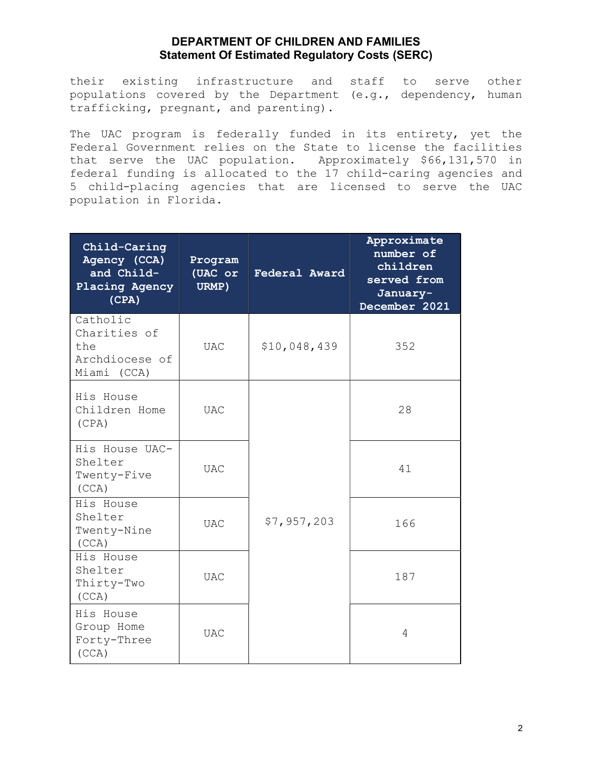their existing infrastructure and staff to serve other populations covered by the Department (e.g., dependency, human trafficking, pregnant, and parenting).

The UAC program is federally funded in its entirety, yet the Federal Government relies on the State to license the facilities that serve the UAC population. Approximately $66,131,570 in federal funding is allocated to the 17 child-caring agencies and 5 child-placing agencies that are licensed to serve the UAC population in Florida.

| Child-Caring Agency (CCA) and Child-Placing Agency (CPA) | Program (UAC or URMP) | Federal Award | Approximate number of children served from January-December 2021 |
|---|---|---|---|
| Catholic Charities of the Archdiocese of Miami (CCA) | UAC | $10,048,439 | 352 |
| His House Children Home (CPA) | UAC | $7,957,203 | 28 |
| His House UAC-Shelter Twenty-Five (CCA) | UAC | | 41 |
| His House Shelter Twenty-Nine (CCA) | UAC | | 166 |
| His House Shelter Thirty-Two (CCA) | UAC | | 187 |
| His House Group Home Forty-Three (CCA) | UAC | | 4 |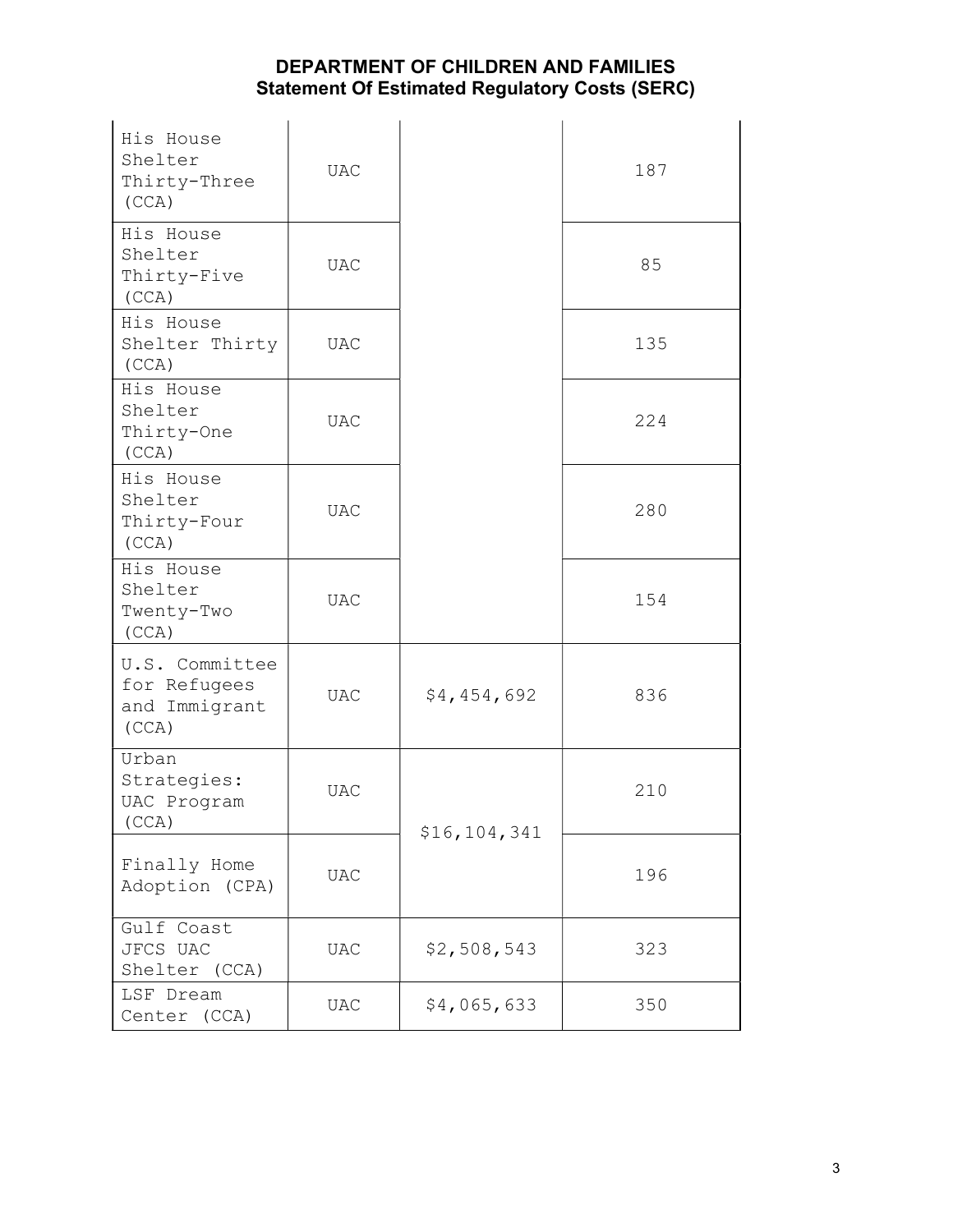# DEPARTMENT OF CHILDREN AND FAMILIES
## Statement Of Estimated Regulatory Costs (SERC)

| | | | |
|---|---|---|---|
| His House Shelter Thirty-Three (CCA) | UAC | | 187 |
| His House Shelter Thirty-Five (CCA) | UAC | | 85 |
| His House Shelter Thirty (CCA) | UAC | | 135 |
| His House Shelter Thirty-One (CCA) | UAC | | 224 |
| His House Shelter Thirty-Four (CCA) | UAC | | 280 |
| His House Shelter Twenty-Two (CCA) | UAC | | 154 |
| U.S. Committee for Refugees and Immigrant (CCA) | UAC | $4,454,692 | 836 |
| Urban Strategies: UAC Program (CCA) | UAC | $16,104,341 | 210 |
| Finally Home Adoption (CPA) | UAC | | 196 |
| Gulf Coast JFCS UAC Shelter (CCA) | UAC | $2,508,543 | 323 |
| LSF Dream Center (CCA) | UAC | $4,065,633 | 350 |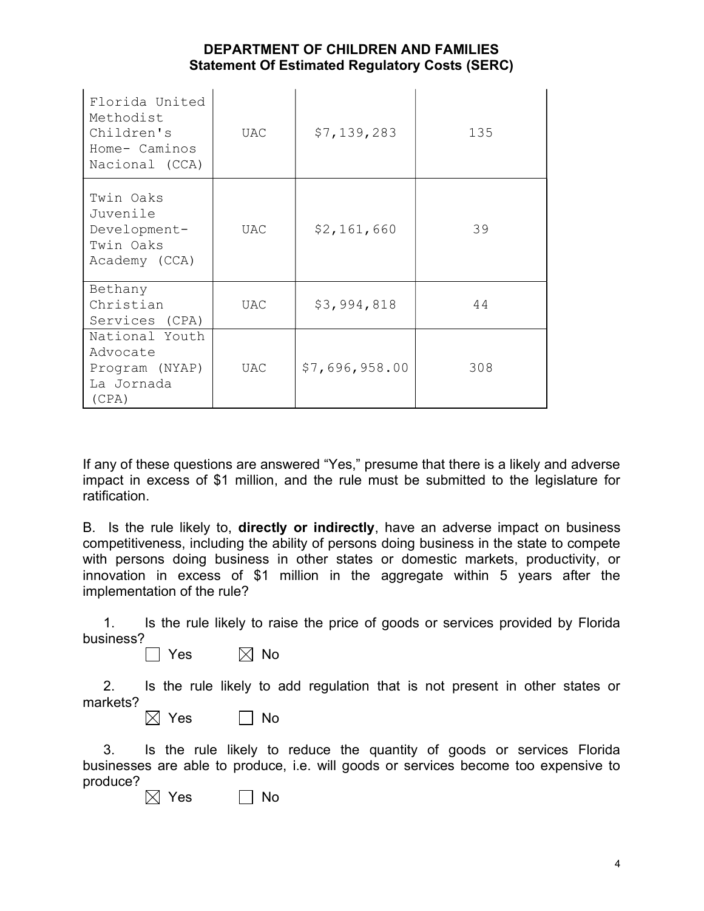# DEPARTMENT OF CHILDREN AND FAMILIES
## Statement Of Estimated Regulatory Costs (SERC)

| | | | |
|---|---|---|---|
| Florida United Methodist Children's Home- Caminos Nacional (CCA) | UAC | $7,139,283 | 135 |
| Twin Oaks Juvenile Development- Twin Oaks Academy (CCA) | UAC | $2,161,660 | 39 |
| Bethany Christian Services (CPA) | UAC | $3,994,818 | 44 |
| National Youth Advocate Program (NYAP) La Jornada (CPA) | UAC | $7,696,958.00 | 308 |

If any of these questions are answered "Yes," presume that there is a likely and adverse impact in excess of $1 million, and the rule must be submitted to the legislature for ratification.

B. Is the rule likely to, **directly or indirectly**, have an adverse impact on business competitiveness, including the ability of persons doing business in the state to compete with persons doing business in other states or domestic markets, productivity, or innovation in excess of $1 million in the aggregate within 5 years after the implementation of the rule?

1. Is the rule likely to raise the price of goods or services provided by Florida business?

☐ Yes ☒ No

2. Is the rule likely to add regulation that is not present in other states or markets?

☒ Yes ☐ No

3. Is the rule likely to reduce the quantity of goods or services Florida businesses are able to produce, i.e. will goods or services become too expensive to produce?

☒ Yes ☐ No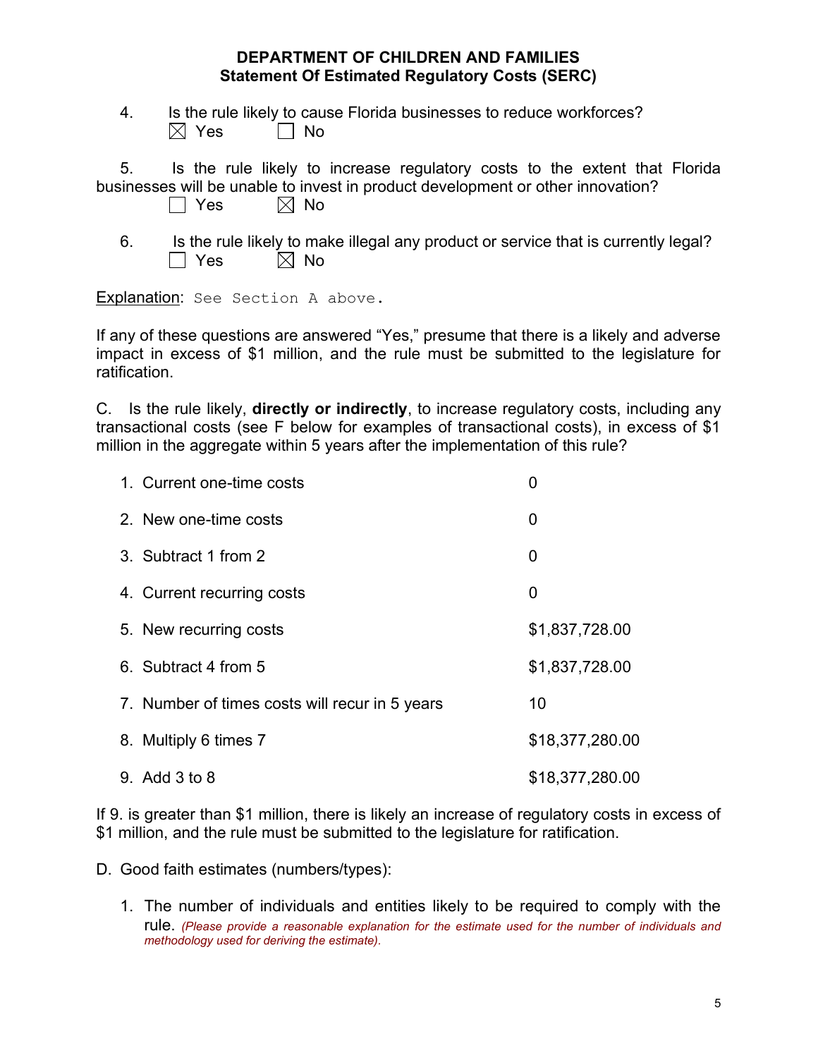## DEPARTMENT OF CHILDREN AND FAMILIES
## Statement Of Estimated Regulatory Costs (SERC)

4. Is the rule likely to cause Florida businesses to reduce workforces?
   ☒ Yes ☐ No

5. Is the rule likely to increase regulatory costs to the extent that Florida businesses will be unable to invest in product development or other innovation?
   ☐ Yes ☒ No

6. Is the rule likely to make illegal any product or service that is currently legal?
   ☐ Yes ☒ No

Explanation: See Section A above.

If any of these questions are answered "Yes," presume that there is a likely and adverse impact in excess of $1 million, and the rule must be submitted to the legislature for ratification.

C. Is the rule likely, **directly or indirectly**, to increase regulatory costs, including any transactional costs (see F below for examples of transactional costs), in excess of $1 million in the aggregate within 5 years after the implementation of this rule?

| | |
|---|---|
| 1. Current one-time costs | 0 |
| 2. New one-time costs | 0 |
| 3. Subtract 1 from 2 | 0 |
| 4. Current recurring costs | 0 |
| 5. New recurring costs | $1,837,728.00 |
| 6. Subtract 4 from 5 | $1,837,728.00 |
| 7. Number of times costs will recur in 5 years | 10 |
| 8. Multiply 6 times 7 | $18,377,280.00 |
| 9. Add 3 to 8 | $18,377,280.00 |

If 9. is greater than $1 million, there is likely an increase of regulatory costs in excess of $1 million, and the rule must be submitted to the legislature for ratification.

D. Good faith estimates (numbers/types):

1. The number of individuals and entities likely to be required to comply with the rule. *(Please provide a reasonable explanation for the estimate used for the number of individuals and methodology used for deriving the estimate).*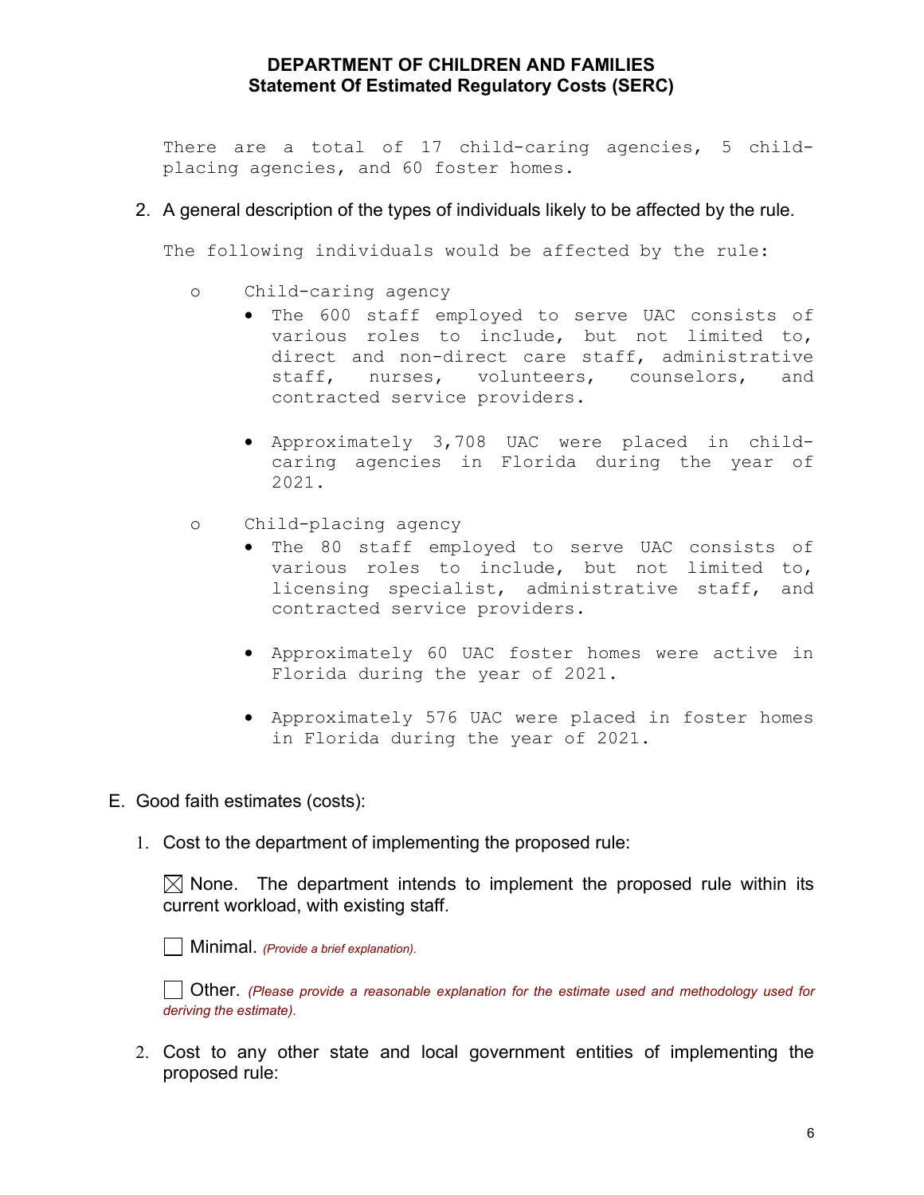There are a total of 17 child-caring agencies, 5 child-placing agencies, and 60 foster homes.

2. A general description of the types of individuals likely to be affected by the rule.

   The following individuals would be affected by the rule:

   - Child-caring agency
     - The 600 staff employed to serve UAC consists of various roles to include, but not limited to, direct and non-direct care staff, administrative staff, nurses, volunteers, counselors, and contracted service providers.
     - Approximately 3,708 UAC were placed in child-caring agencies in Florida during the year of 2021.
   - Child-placing agency
     - The 80 staff employed to serve UAC consists of various roles to include, but not limited to, licensing specialist, administrative staff, and contracted service providers.
     - Approximately 60 UAC foster homes were active in Florida during the year of 2021.
     - Approximately 576 UAC were placed in foster homes in Florida during the year of 2021.

E. Good faith estimates (costs):

1. Cost to the department of implementing the proposed rule:

   ☒ None. The department intends to implement the proposed rule within its current workload, with existing staff.

   ☐ Minimal. *(Provide a brief explanation).*

   ☐ Other. *(Please provide a reasonable explanation for the estimate used and methodology used for deriving the estimate).*

2. Cost to any other state and local government entities of implementing the proposed rule: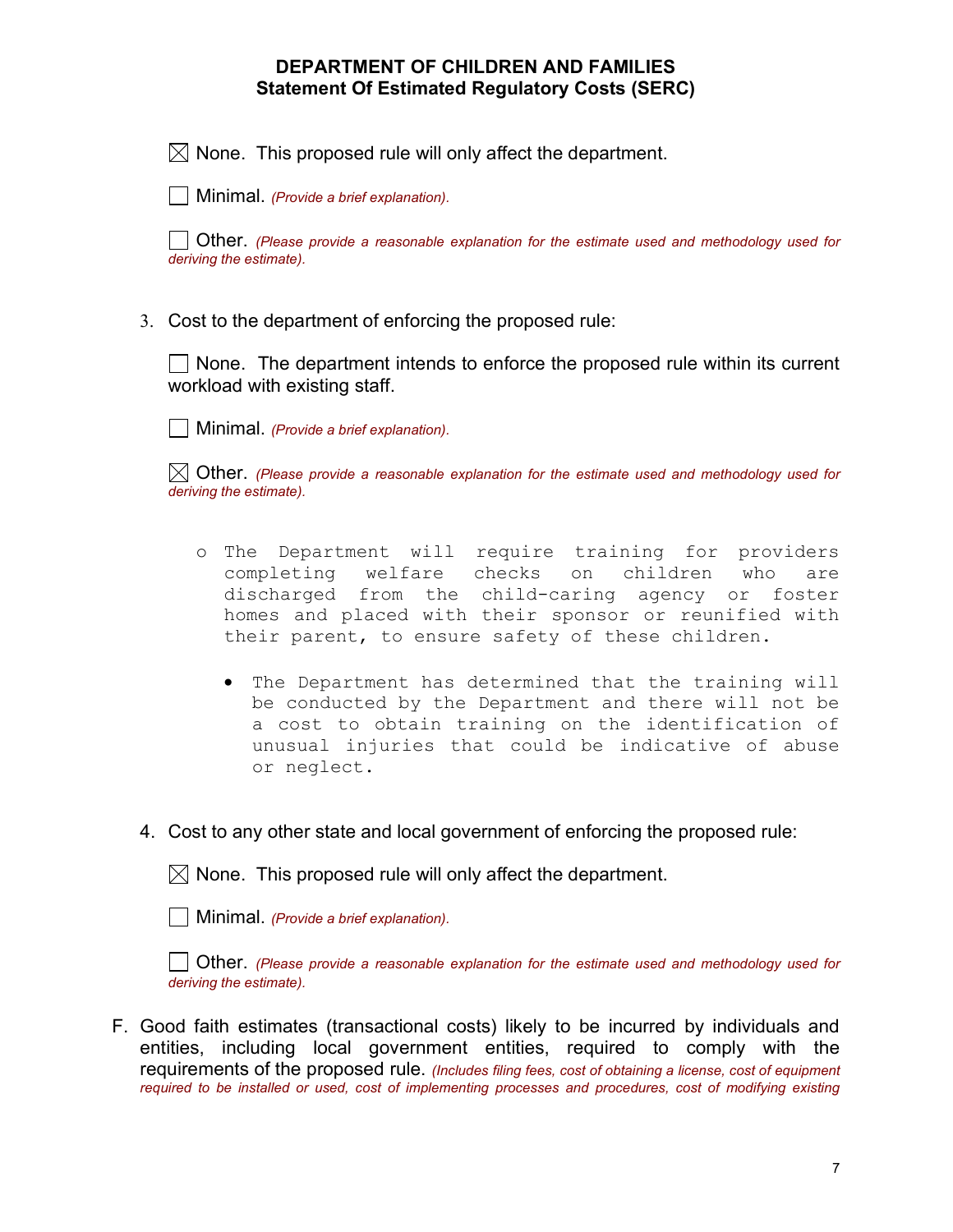**DEPARTMENT OF CHILDREN AND FAMILIES**
**Statement Of Estimated Regulatory Costs (SERC)**

☒ None. This proposed rule will only affect the department.

☐ Minimal. *(Provide a brief explanation).*

☐ Other. *(Please provide a reasonable explanation for the estimate used and methodology used for deriving the estimate).*

3. Cost to the department of enforcing the proposed rule:

   ☐ None. The department intends to enforce the proposed rule within its current workload with existing staff.

   ☐ Minimal. *(Provide a brief explanation).*

   ☒ Other. *(Please provide a reasonable explanation for the estimate used and methodology used for deriving the estimate).*

   - The Department will require training for providers completing welfare checks on children who are discharged from the child-caring agency or foster homes and placed with their sponsor or reunified with their parent, to ensure safety of these children.
     - The Department has determined that the training will be conducted by the Department and there will not be a cost to obtain training on the identification of unusual injuries that could be indicative of abuse or neglect.

4. Cost to any other state and local government of enforcing the proposed rule:

   ☒ None. This proposed rule will only affect the department.

   ☐ Minimal. *(Provide a brief explanation).*

   ☐ Other. *(Please provide a reasonable explanation for the estimate used and methodology used for deriving the estimate).*

F. Good faith estimates (transactional costs) likely to be incurred by individuals and entities, including local government entities, required to comply with the requirements of the proposed rule. *(Includes filing fees, cost of obtaining a license, cost of equipment required to be installed or used, cost of implementing processes and procedures, cost of modifying existing*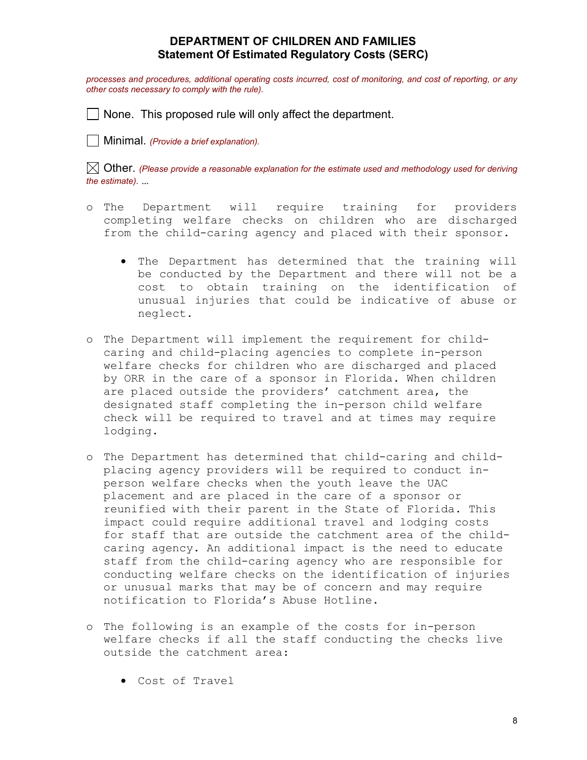# DEPARTMENT OF CHILDREN AND FAMILIES
## Statement Of Estimated Regulatory Costs (SERC)

*processes and procedures, additional operating costs incurred, cost of monitoring, and cost of reporting, or any other costs necessary to comply with the rule).*

☐ None. This proposed rule will only affect the department.

☐ Minimal. *(Provide a brief explanation).*

☒ Other. *(Please provide a reasonable explanation for the estimate used and methodology used for deriving the estimate).* …

- The Department will require training for providers completing welfare checks on children who are discharged from the child-caring agency and placed with their sponsor.
  - The Department has determined that the training will be conducted by the Department and there will not be a cost to obtain training on the identification of unusual injuries that could be indicative of abuse or neglect.
- The Department will implement the requirement for child-caring and child-placing agencies to complete in-person welfare checks for children who are discharged and placed by ORR in the care of a sponsor in Florida. When children are placed outside the providers' catchment area, the designated staff completing the in-person child welfare check will be required to travel and at times may require lodging.
- The Department has determined that child-caring and child-placing agency providers will be required to conduct in-person welfare checks when the youth leave the UAC placement and are placed in the care of a sponsor or reunified with their parent in the State of Florida. This impact could require additional travel and lodging costs for staff that are outside the catchment area of the child-caring agency. An additional impact is the need to educate staff from the child-caring agency who are responsible for conducting welfare checks on the identification of injuries or unusual marks that may be of concern and may require notification to Florida's Abuse Hotline.
- The following is an example of the costs for in-person welfare checks if all the staff conducting the checks live outside the catchment area:
  - Cost of Travel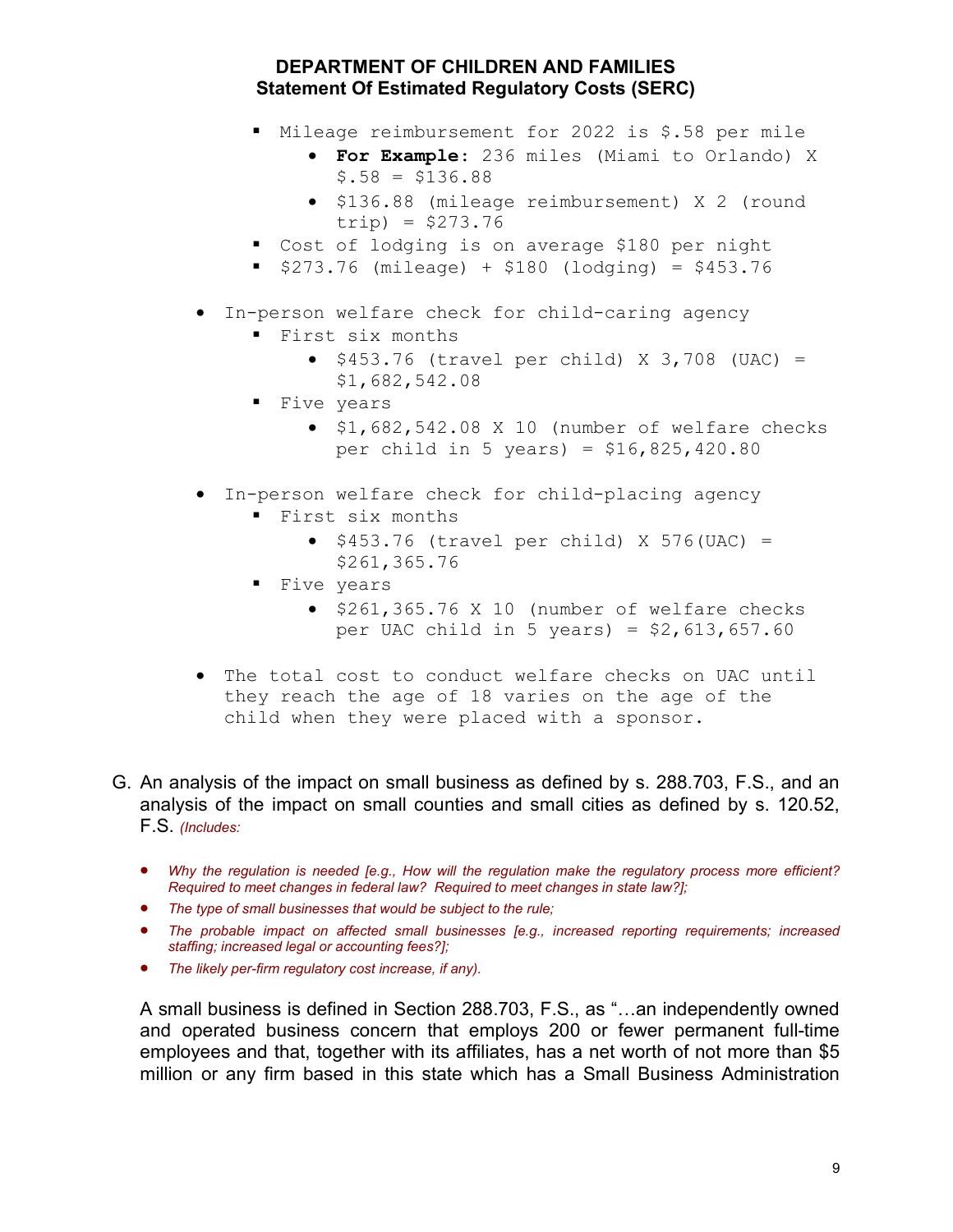- Mileage reimbursement for 2022 is $.58 per mile
    - **For Example:** 236 miles (Miami to Orlando) X $.58 = $136.88
    - $136.88 (mileage reimbursement) X 2 (round trip) = $273.76
- Cost of lodging is on average $180 per night
- $273.76 (mileage) + $180 (lodging) = $453.76

- In-person welfare check for child-caring agency
    - First six months
        - $453.76 (travel per child) X 3,708 (UAC) = $1,682,542.08
    - Five years
        - $1,682,542.08 X 10 (number of welfare checks per child in 5 years) = $16,825,420.80

- In-person welfare check for child-placing agency
    - First six months
        - $453.76 (travel per child) X 576(UAC) = $261,365.76
    - Five years
        - $261,365.76 X 10 (number of welfare checks per UAC child in 5 years) = $2,613,657.60

- The total cost to conduct welfare checks on UAC until they reach the age of 18 varies on the age of the child when they were placed with a sponsor.

G. An analysis of the impact on small business as defined by s. 288.703, F.S., and an analysis of the impact on small counties and small cities as defined by s. 120.52, F.S. *(Includes:*

- *Why the regulation is needed [e.g., How will the regulation make the regulatory process more efficient? Required to meet changes in federal law? Required to meet changes in state law?];*
- *The type of small businesses that would be subject to the rule;*
- *The probable impact on affected small businesses [e.g., increased reporting requirements; increased staffing; increased legal or accounting fees?];*
- *The likely per-firm regulatory cost increase, if any).*

A small business is defined in Section 288.703, F.S., as "…an independently owned and operated business concern that employs 200 or fewer permanent full-time employees and that, together with its affiliates, has a net worth of not more than $5 million or any firm based in this state which has a Small Business Administration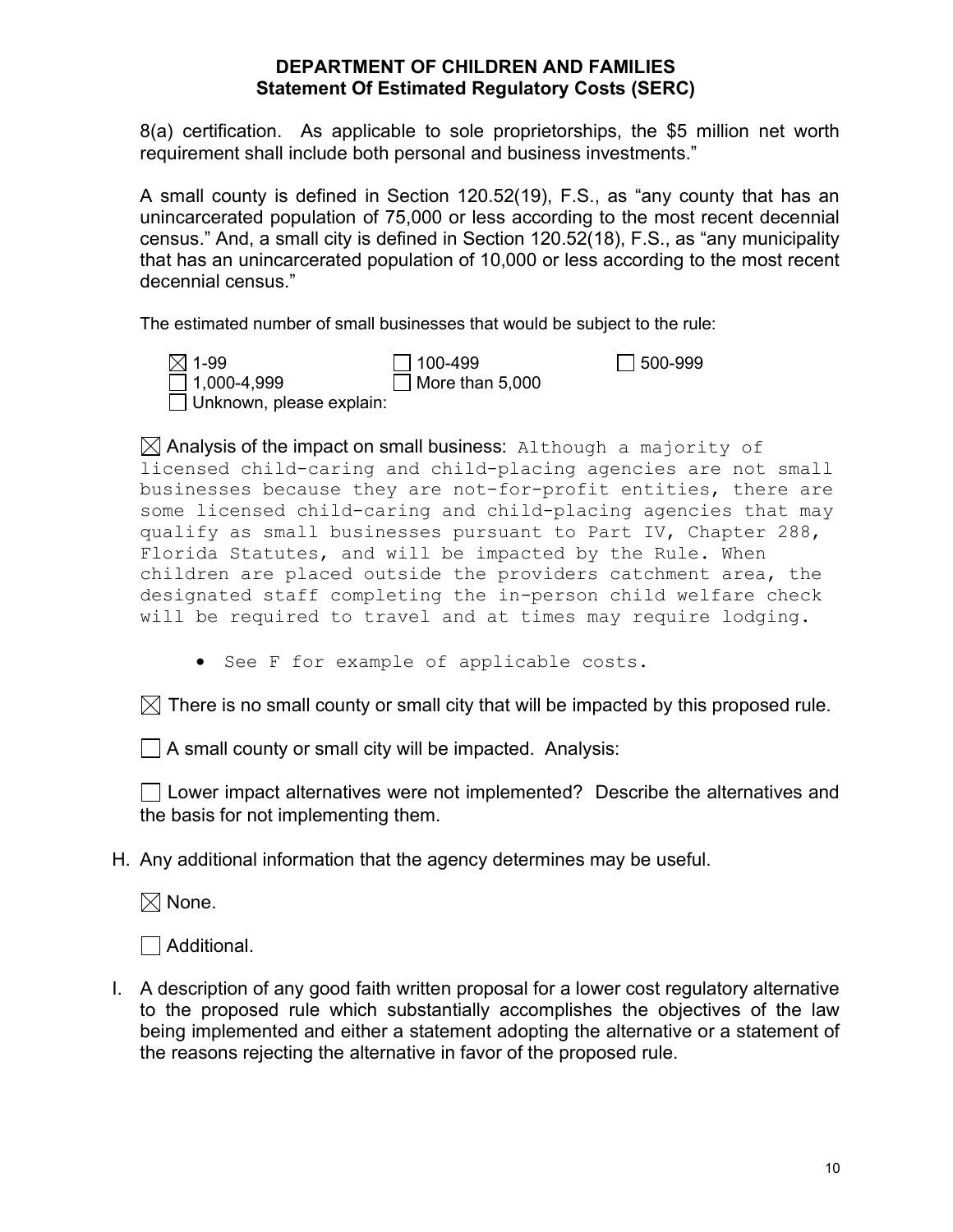8(a) certification. As applicable to sole proprietorships, the $5 million net worth requirement shall include both personal and business investments."

A small county is defined in Section 120.52(19), F.S., as "any county that has an unincarcerated population of 75,000 or less according to the most recent decennial census." And, a small city is defined in Section 120.52(18), F.S., as "any municipality that has an unincarcerated population of 10,000 or less according to the most recent decennial census."

The estimated number of small businesses that would be subject to the rule:

☒ 1-99 ☐ 100-499 ☐ 500-999
☐ 1,000-4,999 ☐ More than 5,000
☐ Unknown, please explain:

☒ Analysis of the impact on small business: Although a majority of licensed child-caring and child-placing agencies are not small businesses because they are not-for-profit entities, there are some licensed child-caring and child-placing agencies that may qualify as small businesses pursuant to Part IV, Chapter 288, Florida Statutes, and will be impacted by the Rule. When children are placed outside the providers catchment area, the designated staff completing the in-person child welfare check will be required to travel and at times may require lodging.

- See F for example of applicable costs.

☒ There is no small county or small city that will be impacted by this proposed rule.

☐ A small county or small city will be impacted. Analysis:

☐ Lower impact alternatives were not implemented? Describe the alternatives and the basis for not implementing them.

H. Any additional information that the agency determines may be useful.

☒ None.

☐ Additional.

I. A description of any good faith written proposal for a lower cost regulatory alternative to the proposed rule which substantially accomplishes the objectives of the law being implemented and either a statement adopting the alternative or a statement of the reasons rejecting the alternative in favor of the proposed rule.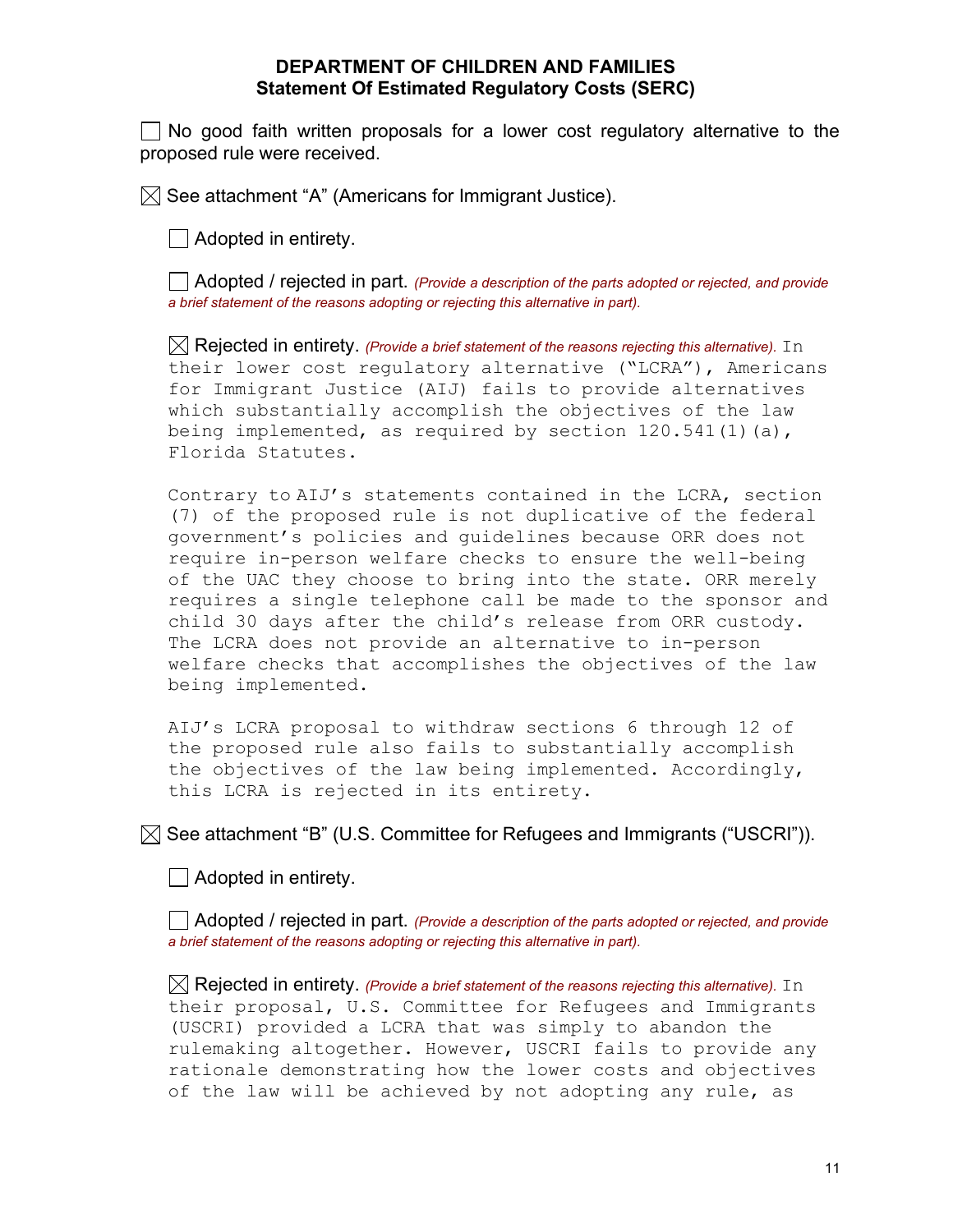**DEPARTMENT OF CHILDREN AND FAMILIES**
**Statement Of Estimated Regulatory Costs (SERC)**

☐ No good faith written proposals for a lower cost regulatory alternative to the proposed rule were received.

☒ See attachment "A" (Americans for Immigrant Justice).

☐ Adopted in entirety.

☐ Adopted / rejected in part. *(Provide a description of the parts adopted or rejected, and provide a brief statement of the reasons adopting or rejecting this alternative in part).*

☒ Rejected in entirety. *(Provide a brief statement of the reasons rejecting this alternative).* In their lower cost regulatory alternative ("LCRA"), Americans for Immigrant Justice (AIJ) fails to provide alternatives which substantially accomplish the objectives of the law being implemented, as required by section 120.541(1)(a), Florida Statutes.

Contrary to AIJ's statements contained in the LCRA, section (7) of the proposed rule is not duplicative of the federal government's policies and guidelines because ORR does not require in-person welfare checks to ensure the well-being of the UAC they choose to bring into the state. ORR merely requires a single telephone call be made to the sponsor and child 30 days after the child's release from ORR custody. The LCRA does not provide an alternative to in-person welfare checks that accomplishes the objectives of the law being implemented.

AIJ's LCRA proposal to withdraw sections 6 through 12 of the proposed rule also fails to substantially accomplish the objectives of the law being implemented. Accordingly, this LCRA is rejected in its entirety.

☒ See attachment "B" (U.S. Committee for Refugees and Immigrants ("USCRI")).

☐ Adopted in entirety.

☐ Adopted / rejected in part. *(Provide a description of the parts adopted or rejected, and provide a brief statement of the reasons adopting or rejecting this alternative in part).*

☒ Rejected in entirety. *(Provide a brief statement of the reasons rejecting this alternative).* In their proposal, U.S. Committee for Refugees and Immigrants (USCRI) provided a LCRA that was simply to abandon the rulemaking altogether. However, USCRI fails to provide any rationale demonstrating how the lower costs and objectives of the law will be achieved by not adopting any rule, as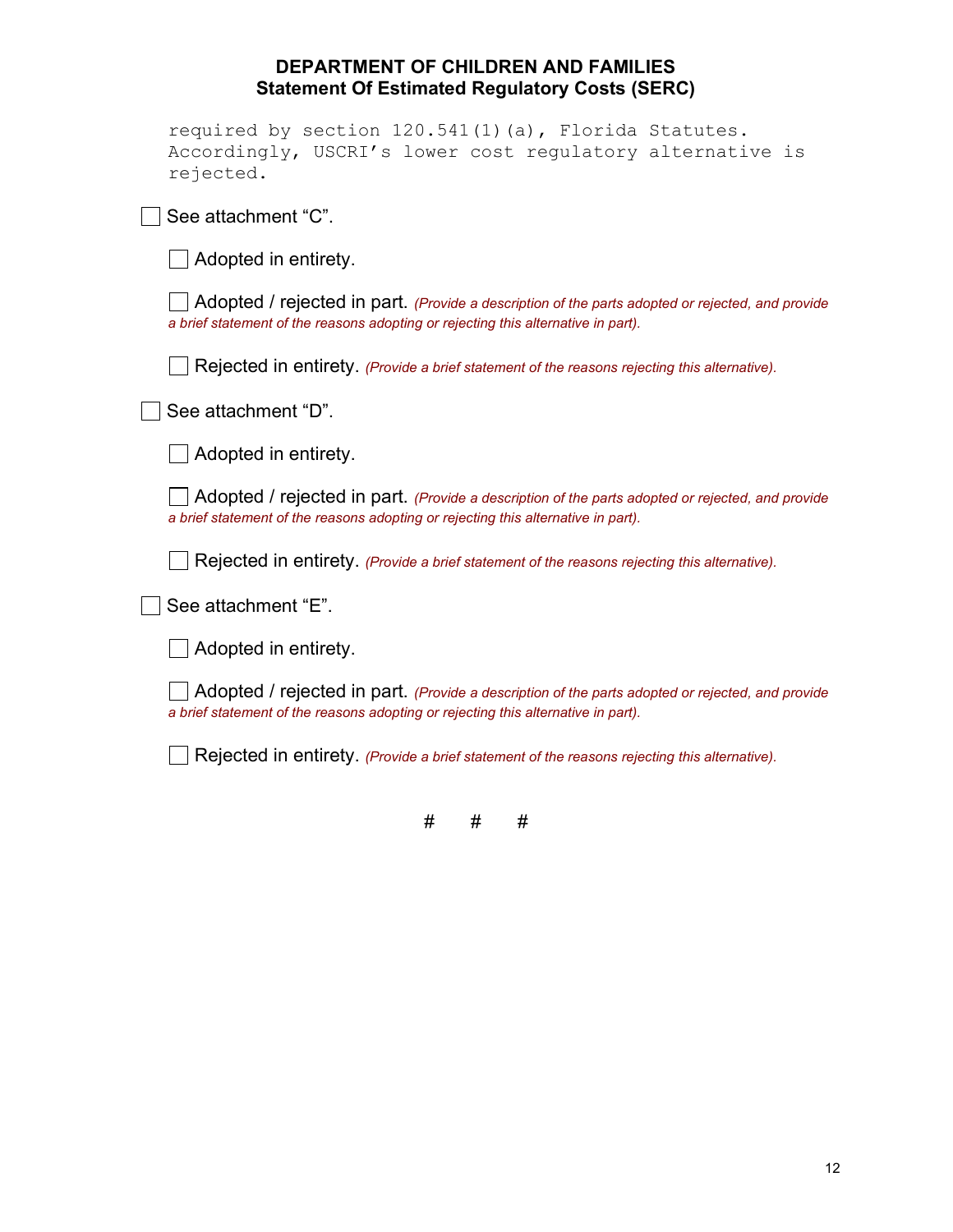required by section 120.541(1)(a), Florida Statutes. Accordingly, USCRI's lower cost regulatory alternative is rejected.

☐ See attachment "C".

☐ Adopted in entirety.

☐ Adopted / rejected in part. *(Provide a description of the parts adopted or rejected, and provide a brief statement of the reasons adopting or rejecting this alternative in part).*

☐ Rejected in entirety. *(Provide a brief statement of the reasons rejecting this alternative).*

☐ See attachment "D".

☐ Adopted in entirety.

☐ Adopted / rejected in part. *(Provide a description of the parts adopted or rejected, and provide a brief statement of the reasons adopting or rejecting this alternative in part).*

☐ Rejected in entirety. *(Provide a brief statement of the reasons rejecting this alternative).*

☐ See attachment "E".

☐ Adopted in entirety.

☐ Adopted / rejected in part. *(Provide a description of the parts adopted or rejected, and provide a brief statement of the reasons adopting or rejecting this alternative in part).*

☐ Rejected in entirety. *(Provide a brief statement of the reasons rejecting this alternative).*

# # #